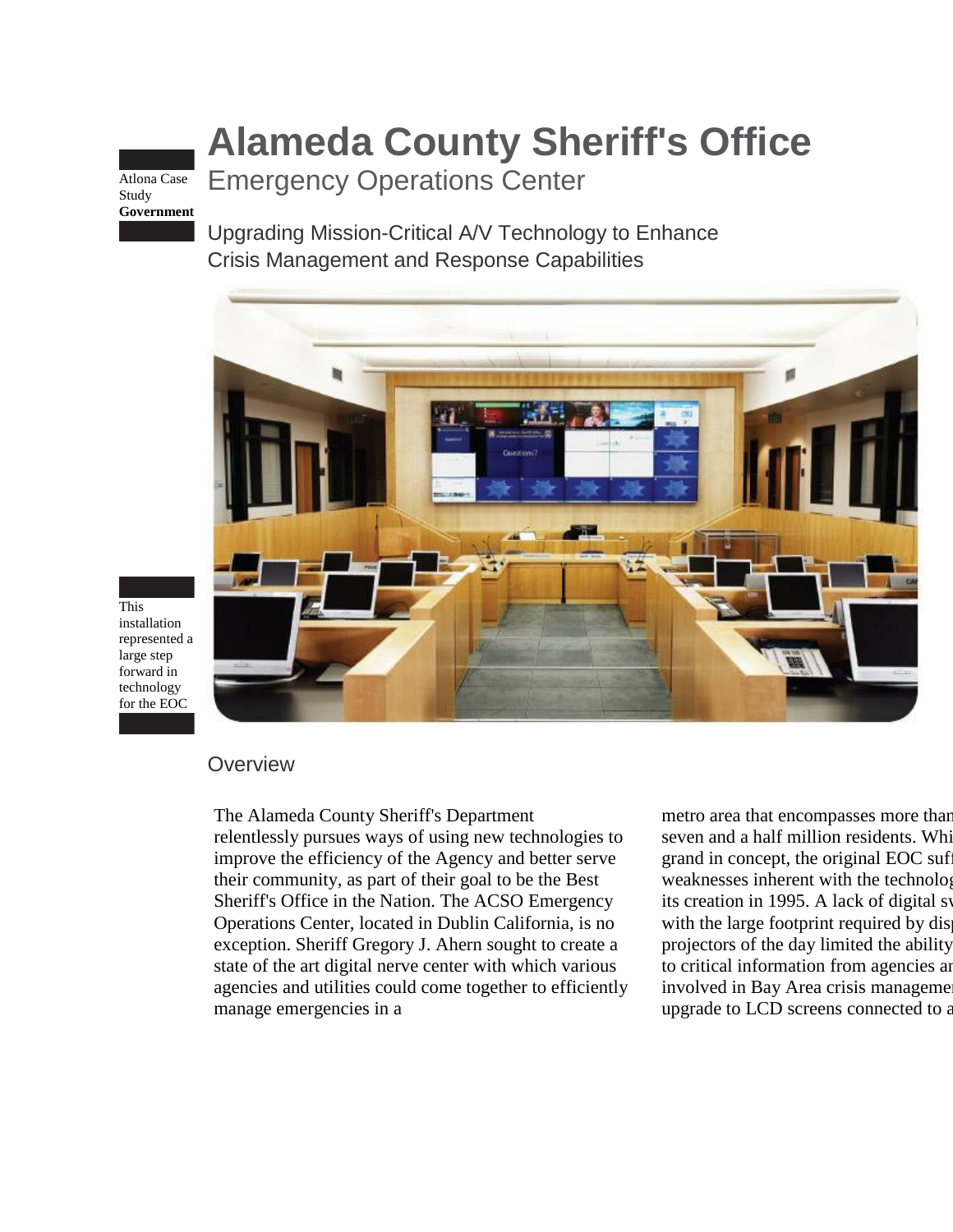Atlona Case Study
**Government**

# Alameda County Sheriff's Office

## Emergency Operations Center

Upgrading Mission-Critical A/V Technology to Enhance Crisis Management and Response Capabilities

This installation represented a large step forward in technology for the EOC

### Overview

The Alameda County Sheriff's Department relentlessly pursues ways of using new technologies to improve the efficiency of the Agency and better serve their community, as part of their goal to be the Best Sheriff's Office in the Nation. The ACSO Emergency Operations Center, located in Dublin California, is no exception. Sheriff Gregory J. Ahern sought to create a state of the art digital nerve center with which various agencies and utilities could come together to efficiently manage emergencies in a

metro area that encompasses more than seven and a half million residents. Whi grand in concept, the original EOC suff weaknesses inherent with the technolog its creation in 1995. A lack of digital sw with the large footprint required by disp projectors of the day limited the ability to critical information from agencies an involved in Bay Area crisis managemen upgrade to LCD screens connected to a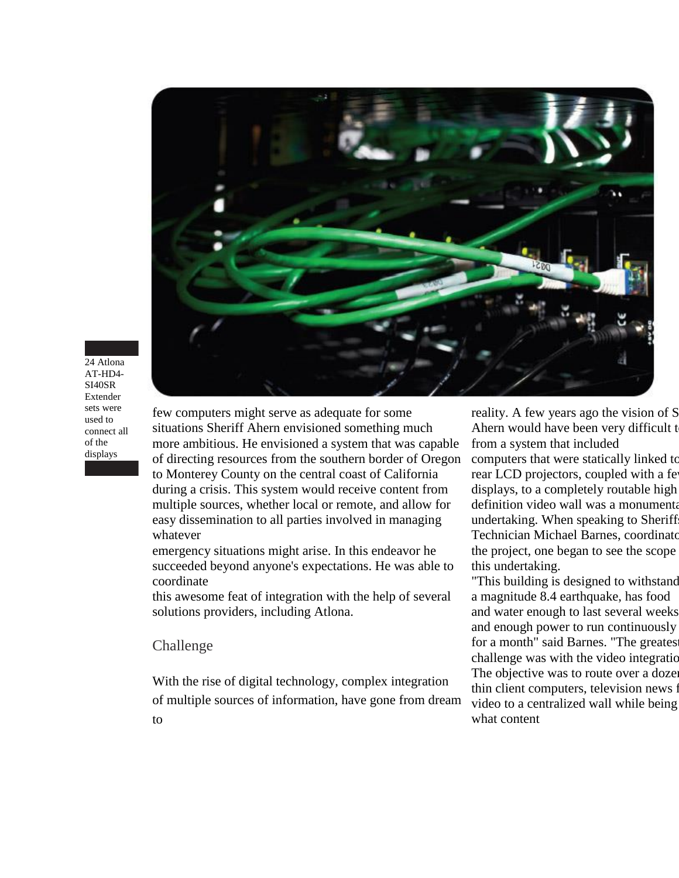24 Atlona AT-HD4-SI40SR Extender sets were used to connect all of the displays

few computers might serve as adequate for some situations Sheriff Ahern envisioned something much more ambitious. He envisioned a system that was capable of directing resources from the southern border of Oregon to Monterey County on the central coast of California during a crisis. This system would receive content from multiple sources, whether local or remote, and allow for easy dissemination to all parties involved in managing whatever emergency situations might arise. In this endeavor he succeeded beyond anyone's expectations. He was able to coordinate this awesome feat of integration with the help of several solutions providers, including Atlona.

## Challenge

With the rise of digital technology, complex integration of multiple sources of information, have gone from dream to reality. A few years ago the vision of S Ahern would have been very difficult t from a system that included computers that were statically linked to rear LCD projectors, coupled with a fe displays, to a completely routable high definition video wall was a monumenta undertaking. When speaking to Sheriffs Technician Michael Barnes, coordinato the project, one began to see the scope this undertaking.

"This building is designed to withstand a magnitude 8.4 earthquake, has food and water enough to last several weeks and enough power to run continuously for a month" said Barnes. "The greatest challenge was with the video integratio The objective was to route over a doze thin client computers, television news f video to a centralized wall while being what content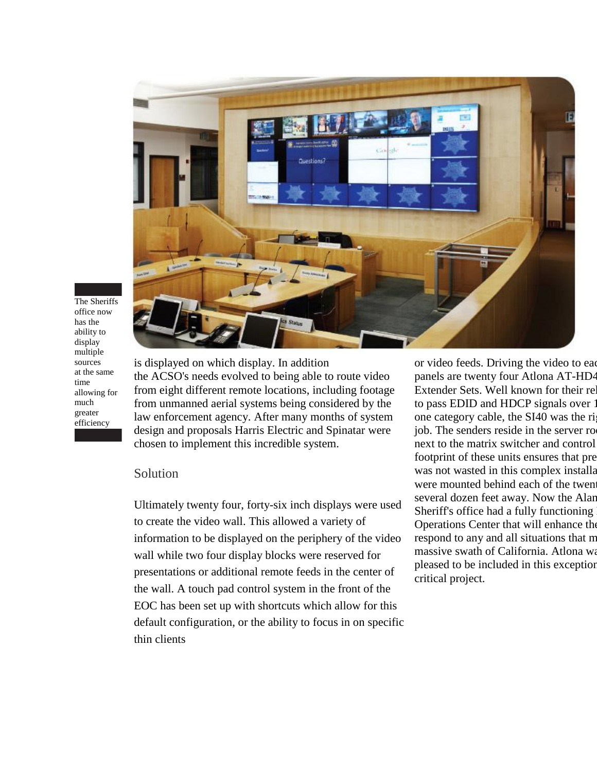The Sheriffs office now has the ability to display multiple sources at the same time allowing for much greater efficiency

is displayed on which display. In addition the ACSO's needs evolved to being able to route video from eight different remote locations, including footage from unmanned aerial systems being considered by the law enforcement agency. After many months of system design and proposals Harris Electric and Spinatar were chosen to implement this incredible system.

## Solution

Ultimately twenty four, forty-six inch displays were used to create the video wall. This allowed a variety of information to be displayed on the periphery of the video wall while two four display blocks were reserved for presentations or additional remote feeds in the center of the wall. A touch pad control system in the front of the EOC has been set up with shortcuts which allow for this default configuration, or the ability to focus in on specific thin clients

or video feeds. Driving the video to eac panels are twenty four Atlona AT-HD4 Extender Sets. Well known for their rel to pass EDID and HDCP signals over 1 one category cable, the SI40 was the rig job. The senders reside in the server ro next to the matrix switcher and control footprint of these units ensures that pre was not wasted in this complex installa were mounted behind each of the twent several dozen feet away. Now the Alam Sheriff's office had a fully functioning Operations Center that will enhance the respond to any and all situations that m massive swath of California. Atlona wa pleased to be included in this exception critical project.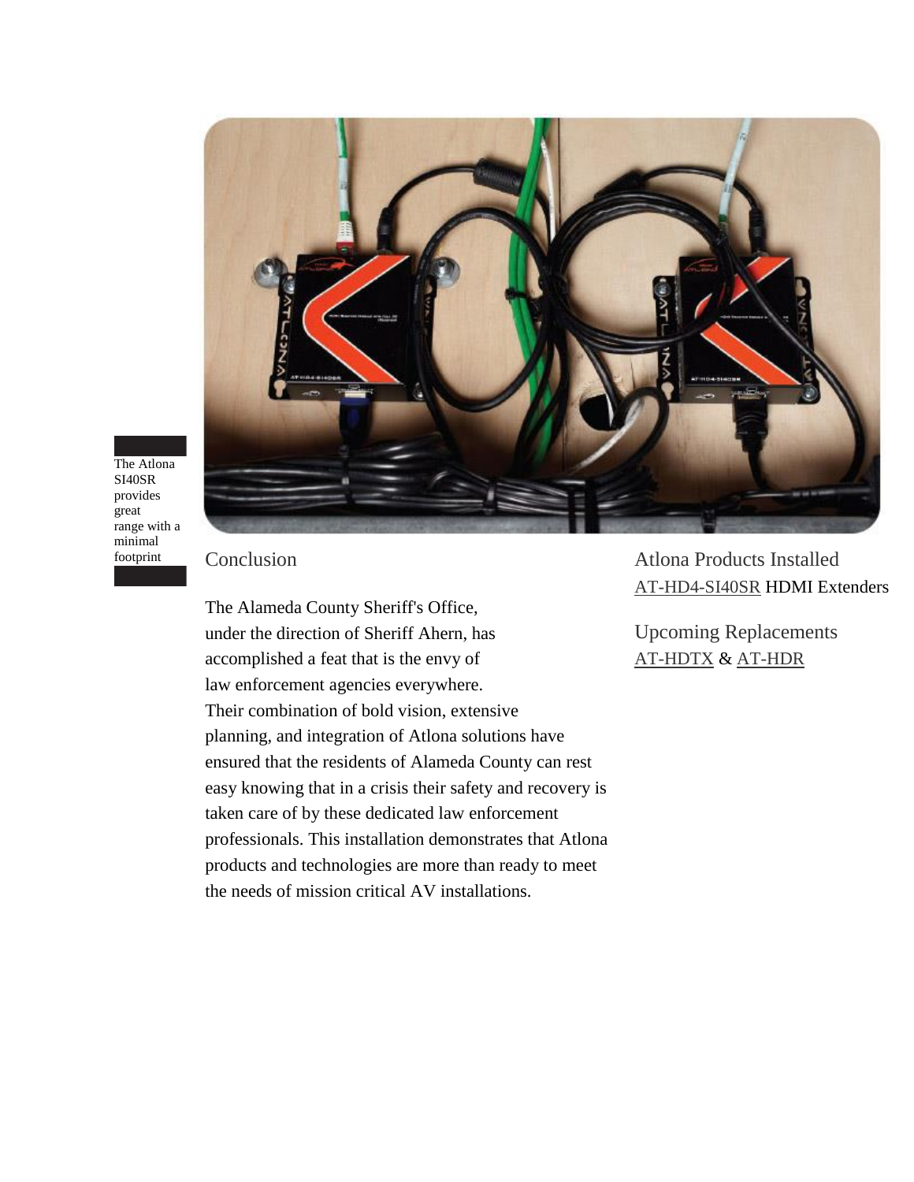The Atlona SI40SR provides great range with a minimal footprint

## Conclusion

The Alameda County Sheriff's Office, under the direction of Sheriff Ahern, has accomplished a feat that is the envy of law enforcement agencies everywhere. Their combination of bold vision, extensive planning, and integration of Atlona solutions have ensured that the residents of Alameda County can rest easy knowing that in a crisis their safety and recovery is taken care of by these dedicated law enforcement professionals. This installation demonstrates that Atlona products and technologies are more than ready to meet the needs of mission critical AV installations.

## Atlona Products Installed

AT-HD4-SI40SR HDMI Extenders

## Upcoming Replacements

AT-HDTX & AT-HDR